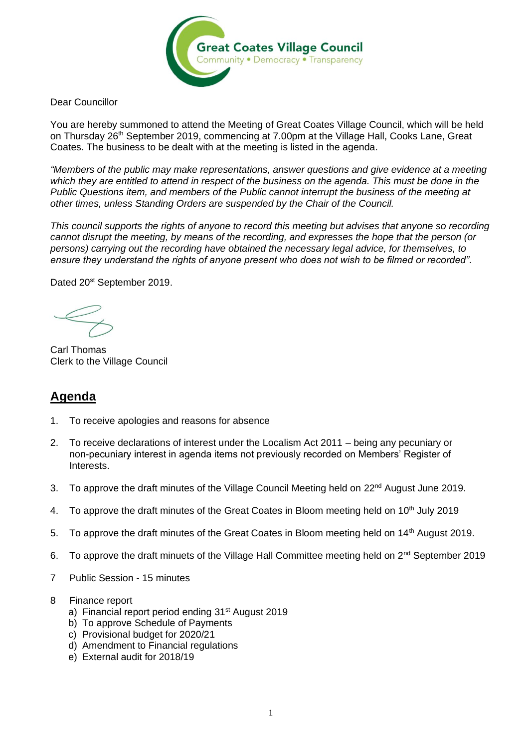Great Coates Village Council
Community • Democracy • Transparency

Dear Councillor

You are hereby summoned to attend the Meeting of Great Coates Village Council, which will be held on Thursday 26th September 2019, commencing at 7.00pm at the Village Hall, Cooks Lane, Great Coates. The business to be dealt with at the meeting is listed in the agenda.

*"Members of the public may make representations, answer questions and give evidence at a meeting which they are entitled to attend in respect of the business on the agenda. This must be done in the Public Questions item, and members of the Public cannot interrupt the business of the meeting at other times, unless Standing Orders are suspended by the Chair of the Council.*

*This council supports the rights of anyone to record this meeting but advises that anyone so recording cannot disrupt the meeting, by means of the recording, and expresses the hope that the person (or persons) carrying out the recording have obtained the necessary legal advice, for themselves, to ensure they understand the rights of anyone present who does not wish to be filmed or recorded".*

Dated 20st September 2019.

Carl Thomas
Clerk to the Village Council

## Agenda

1. To receive apologies and reasons for absence

2. To receive declarations of interest under the Localism Act 2011 – being any pecuniary or non-pecuniary interest in agenda items not previously recorded on Members' Register of Interests.

3. To approve the draft minutes of the Village Council Meeting held on 22nd August June 2019.

4. To approve the draft minutes of the Great Coates in Bloom meeting held on 10th July 2019

5. To approve the draft minutes of the Great Coates in Bloom meeting held on 14th August 2019.

6. To approve the draft minuets of the Village Hall Committee meeting held on 2nd September 2019

7. Public Session - 15 minutes

8. Finance report
   a) Financial report period ending 31st August 2019
   b) To approve Schedule of Payments
   c) Provisional budget for 2020/21
   d) Amendment to Financial regulations
   e) External audit for 2018/19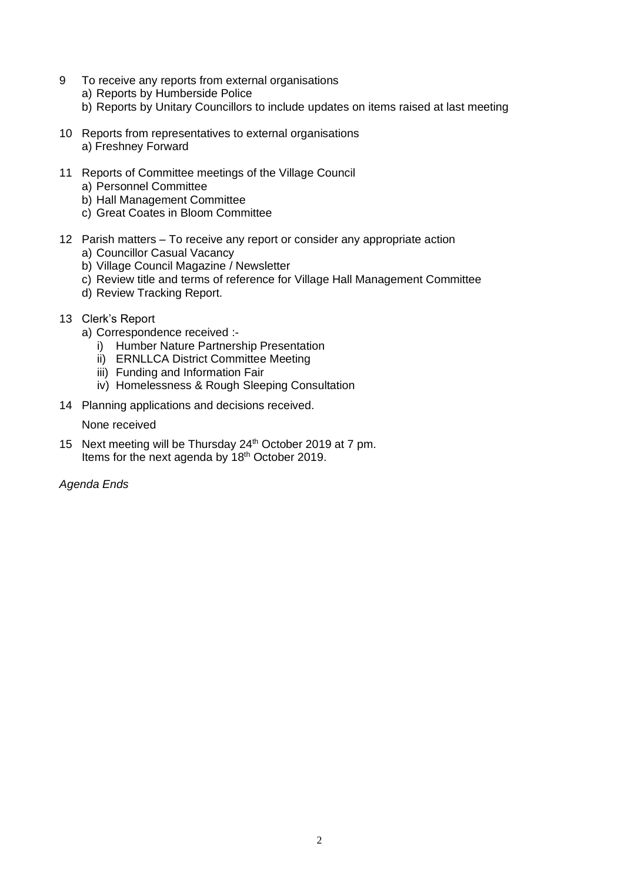9 To receive any reports from external organisations
   a) Reports by Humberside Police
   b) Reports by Unitary Councillors to include updates on items raised at last meeting

10 Reports from representatives to external organisations
   a) Freshney Forward

11 Reports of Committee meetings of the Village Council
   a) Personnel Committee
   b) Hall Management Committee
   c) Great Coates in Bloom Committee

12 Parish matters – To receive any report or consider any appropriate action
   a) Councillor Casual Vacancy
   b) Village Council Magazine / Newsletter
   c) Review title and terms of reference for Village Hall Management Committee
   d) Review Tracking Report.

13 Clerk's Report
   a) Correspondence received :-
      i) Humber Nature Partnership Presentation
      ii) ERNLLCA District Committee Meeting
      iii) Funding and Information Fair
      iv) Homelessness & Rough Sleeping Consultation

14 Planning applications and decisions received.

   None received

15 Next meeting will be Thursday 24th October 2019 at 7 pm.
   Items for the next agenda by 18th October 2019.

*Agenda Ends*